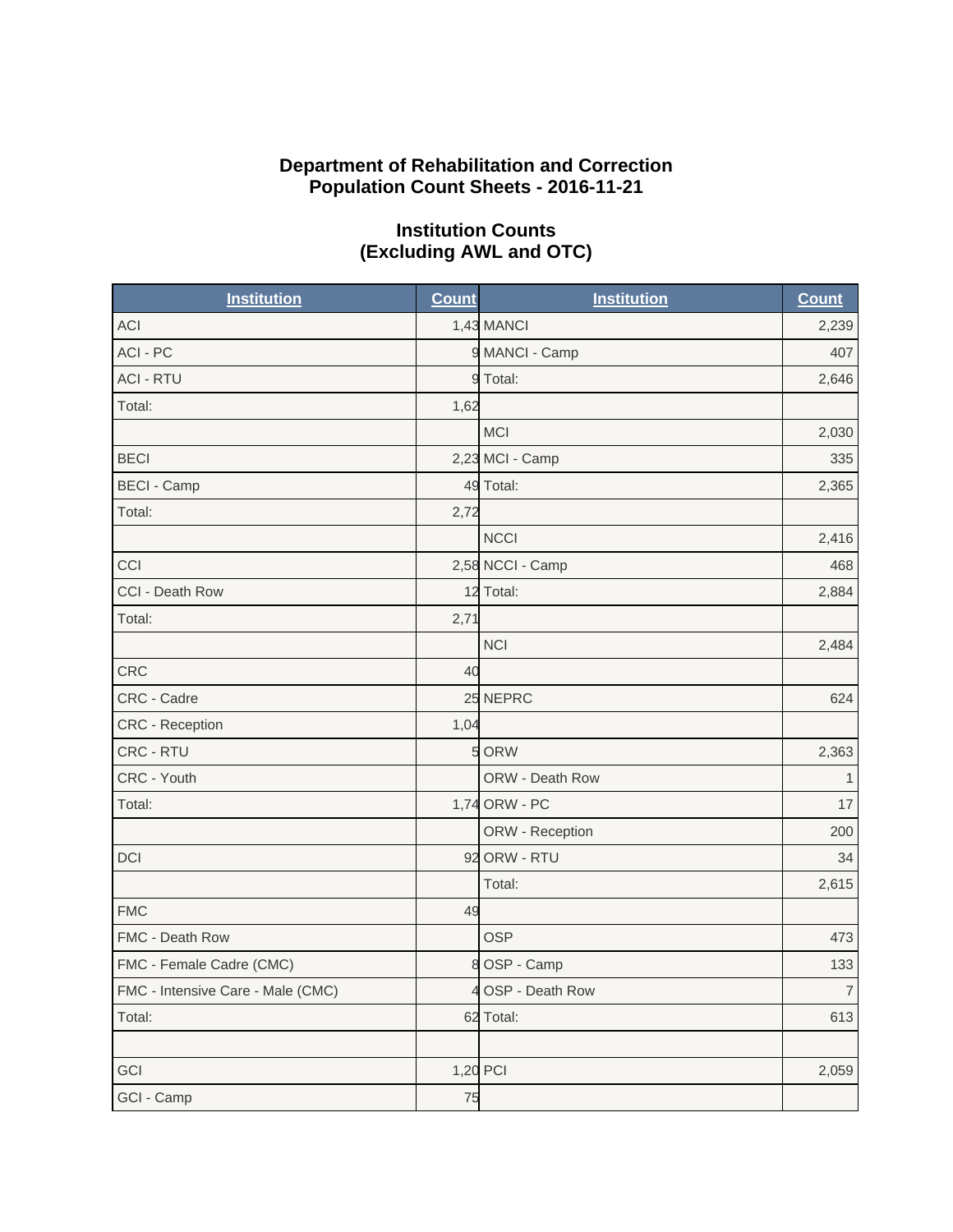# Department of Rehabilitation and Correction
# Population Count Sheets - 2016-11-21

## Institution Counts
## (Excluding AWL and OTC)

| Institution | Count | Institution | Count |
|---|---|---|---|
| ACI | 1,43 | MANCI | 2,239 |
| ACI - PC | 9 | MANCI - Camp | 407 |
| ACI - RTU | 9 | Total: | 2,646 |
| Total: | 1,62 | | |
| | | MCI | 2,030 |
| BECI | 2,23 | MCI - Camp | 335 |
| BECI - Camp | 49 | Total: | 2,365 |
| Total: | 2,72 | | |
| | | NCCI | 2,416 |
| CCI | 2,58 | NCCI - Camp | 468 |
| CCI - Death Row | 12 | Total: | 2,884 |
| Total: | 2,71 | | |
| | | NCI | 2,484 |
| CRC | 40 | | |
| CRC - Cadre | 25 | NEPRC | 624 |
| CRC - Reception | 1,04 | | |
| CRC - RTU | 5 | ORW | 2,363 |
| CRC - Youth | | ORW - Death Row | 1 |
| Total: | 1,74 | ORW - PC | 17 |
| | | ORW - Reception | 200 |
| DCI | 92 | ORW - RTU | 34 |
| | | Total: | 2,615 |
| FMC | 49 | | |
| FMC - Death Row | | OSP | 473 |
| FMC - Female Cadre (CMC) | 8 | OSP - Camp | 133 |
| FMC - Intensive Care - Male (CMC) | 4 | OSP - Death Row | 7 |
| Total: | 62 | Total: | 613 |
| | | | |
| GCI | 1,20 | PCI | 2,059 |
| GCI - Camp | 75 | | |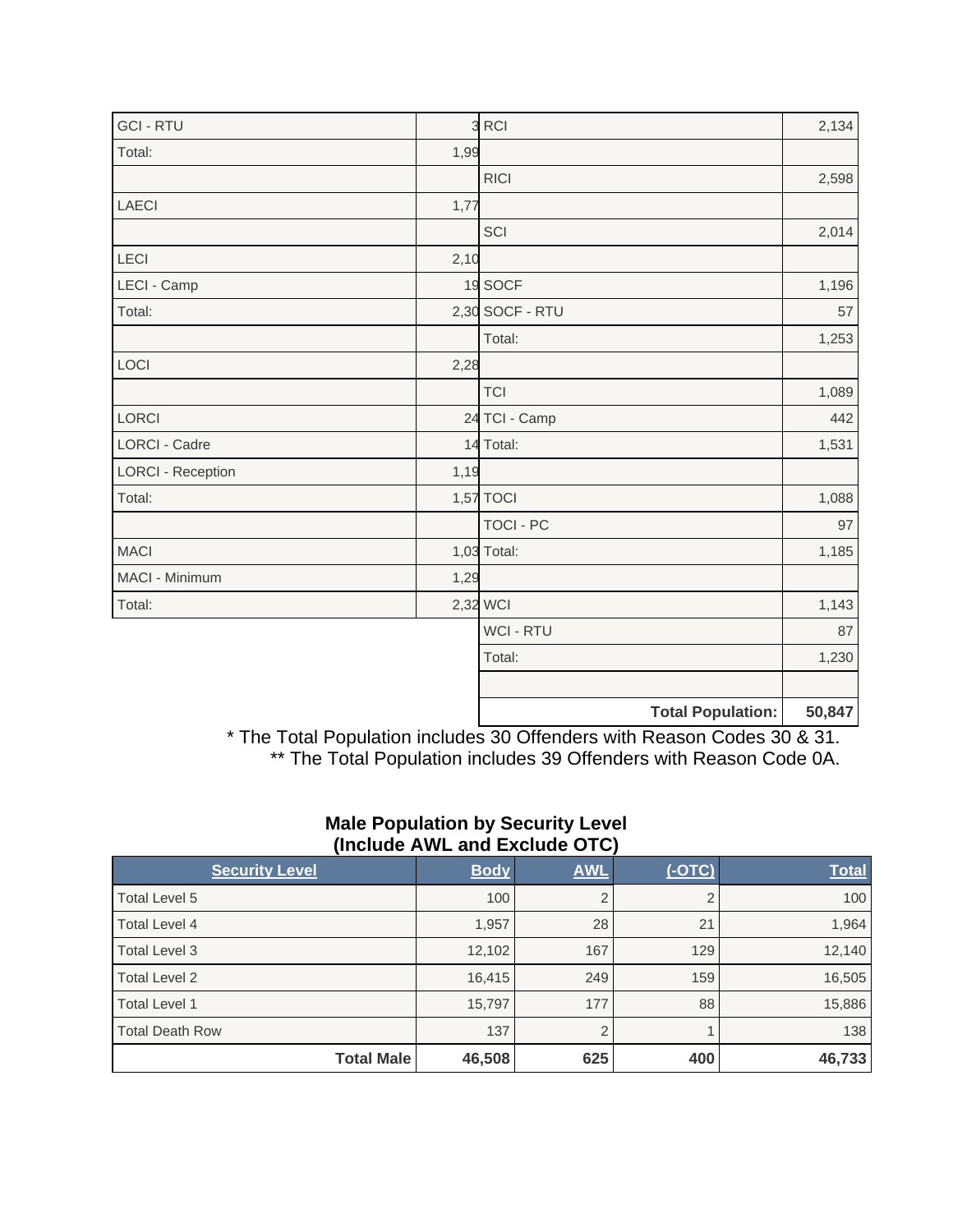| | | | |
|---|---|---|---|
| GCI - RTU | 3 | RCI | 2,134 |
| Total: | 1,99 | | |
| | | RICI | 2,598 |
| LAECI | 1,77 | | |
| | | SCI | 2,014 |
| LECI | 2,10 | | |
| LECI - Camp | 19 | SOCF | 1,196 |
| Total: | 2,30 | SOCF - RTU | 57 |
| | | Total: | 1,253 |
| LOCI | 2,28 | | |
| | | TCI | 1,089 |
| LORCI | 24 | TCI - Camp | 442 |
| LORCI - Cadre | 14 | Total: | 1,531 |
| LORCI - Reception | 1,19 | | |
| Total: | 1,57 | TOCI | 1,088 |
| | | TOCI - PC | 97 |
| MACI | 1,03 | Total: | 1,185 |
| MACI - Minimum | 1,29 | | |
| Total: | 2,32 | WCI | 1,143 |
| | | WCI - RTU | 87 |
| | | Total: | 1,230 |
| | | | |
| | | **Total Population:** | **50,847** |

\* The Total Population includes 30 Offenders with Reason Codes 30 & 31.

\*\* The Total Population includes 39 Offenders with Reason Code 0A.

### Male Population by Security Level (Include AWL and Exclude OTC)

| Security Level | Body | AWL | (-OTC) | Total |
|---|---|---|---|---|
| Total Level 5 | 100 | 2 | 2 | 100 |
| Total Level 4 | 1,957 | 28 | 21 | 1,964 |
| Total Level 3 | 12,102 | 167 | 129 | 12,140 |
| Total Level 2 | 16,415 | 249 | 159 | 16,505 |
| Total Level 1 | 15,797 | 177 | 88 | 15,886 |
| Total Death Row | 137 | 2 | 1 | 138 |
| **Total Male** | **46,508** | **625** | **400** | **46,733** |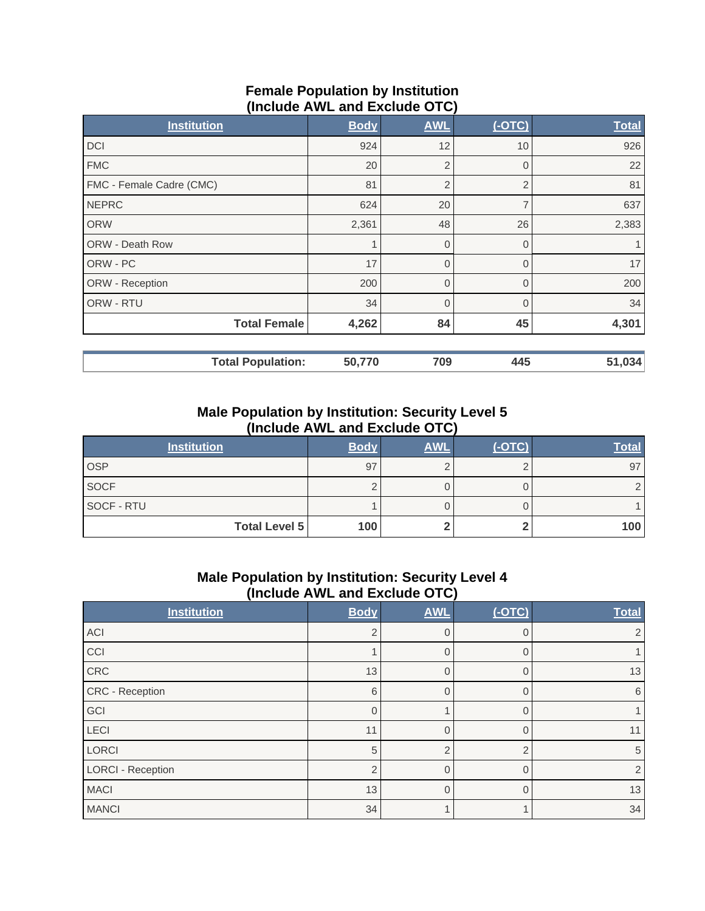## Female Population by Institution
## (Include AWL and Exclude OTC)

| Institution | Body | AWL | (-OTC) | Total |
|---|---|---|---|---|
| DCI | 924 | 12 | 10 | 926 |
| FMC | 20 | 2 | 0 | 22 |
| FMC - Female Cadre (CMC) | 81 | 2 | 2 | 81 |
| NEPRC | 624 | 20 | 7 | 637 |
| ORW | 2,361 | 48 | 26 | 2,383 |
| ORW - Death Row | 1 | 0 | 0 | 1 |
| ORW - PC | 17 | 0 | 0 | 17 |
| ORW - Reception | 200 | 0 | 0 | 200 |
| ORW - RTU | 34 | 0 | 0 | 34 |
| **Total Female** | **4,262** | **84** | **45** | **4,301** |

| Total Population: | 50,770 | 709 | 445 | 51,034 |
|---|---|---|---|---|

## Male Population by Institution: Security Level 5
## (Include AWL and Exclude OTC)

| Institution | Body | AWL | (-OTC) | Total |
|---|---|---|---|---|
| OSP | 97 | 2 | 2 | 97 |
| SOCF | 2 | 0 | 0 | 2 |
| SOCF - RTU | 1 | 0 | 0 | 1 |
| **Total Level 5** | **100** | **2** | **2** | **100** |

## Male Population by Institution: Security Level 4
## (Include AWL and Exclude OTC)

| Institution | Body | AWL | (-OTC) | Total |
|---|---|---|---|---|
| ACI | 2 | 0 | 0 | 2 |
| CCI | 1 | 0 | 0 | 1 |
| CRC | 13 | 0 | 0 | 13 |
| CRC - Reception | 6 | 0 | 0 | 6 |
| GCI | 0 | 1 | 0 | 1 |
| LECI | 11 | 0 | 0 | 11 |
| LORCI | 5 | 2 | 2 | 5 |
| LORCI - Reception | 2 | 0 | 0 | 2 |
| MACI | 13 | 0 | 0 | 13 |
| MANCI | 34 | 1 | 1 | 34 |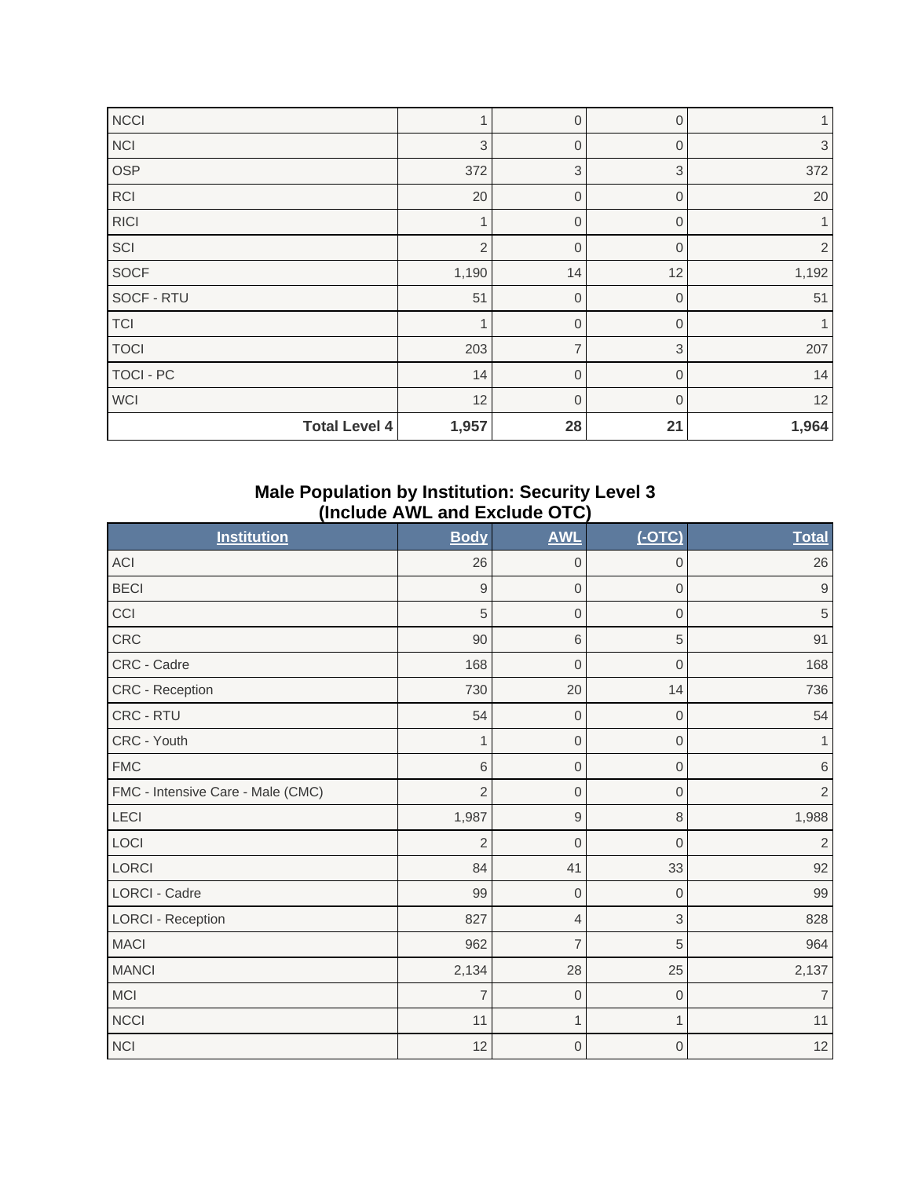| | | | | |
|---|---|---|---|---|
| NCCI | 1 | 0 | 0 | 1 |
| NCI | 3 | 0 | 0 | 3 |
| OSP | 372 | 3 | 3 | 372 |
| RCI | 20 | 0 | 0 | 20 |
| RICI | 1 | 0 | 0 | 1 |
| SCI | 2 | 0 | 0 | 2 |
| SOCF | 1,190 | 14 | 12 | 1,192 |
| SOCF - RTU | 51 | 0 | 0 | 51 |
| TCI | 1 | 0 | 0 | 1 |
| TOCI | 203 | 7 | 3 | 207 |
| TOCI - PC | 14 | 0 | 0 | 14 |
| WCI | 12 | 0 | 0 | 12 |
| **Total Level 4** | **1,957** | **28** | **21** | **1,964** |

## Male Population by Institution: Security Level 3 (Include AWL and Exclude OTC)

| Institution | Body | AWL | (-OTC) | Total |
|---|---|---|---|---|
| ACI | 26 | 0 | 0 | 26 |
| BECI | 9 | 0 | 0 | 9 |
| CCI | 5 | 0 | 0 | 5 |
| CRC | 90 | 6 | 5 | 91 |
| CRC - Cadre | 168 | 0 | 0 | 168 |
| CRC - Reception | 730 | 20 | 14 | 736 |
| CRC - RTU | 54 | 0 | 0 | 54 |
| CRC - Youth | 1 | 0 | 0 | 1 |
| FMC | 6 | 0 | 0 | 6 |
| FMC - Intensive Care - Male (CMC) | 2 | 0 | 0 | 2 |
| LECI | 1,987 | 9 | 8 | 1,988 |
| LOCI | 2 | 0 | 0 | 2 |
| LORCI | 84 | 41 | 33 | 92 |
| LORCI - Cadre | 99 | 0 | 0 | 99 |
| LORCI - Reception | 827 | 4 | 3 | 828 |
| MACI | 962 | 7 | 5 | 964 |
| MANCI | 2,134 | 28 | 25 | 2,137 |
| MCI | 7 | 0 | 0 | 7 |
| NCCI | 11 | 1 | 1 | 11 |
| NCI | 12 | 0 | 0 | 12 |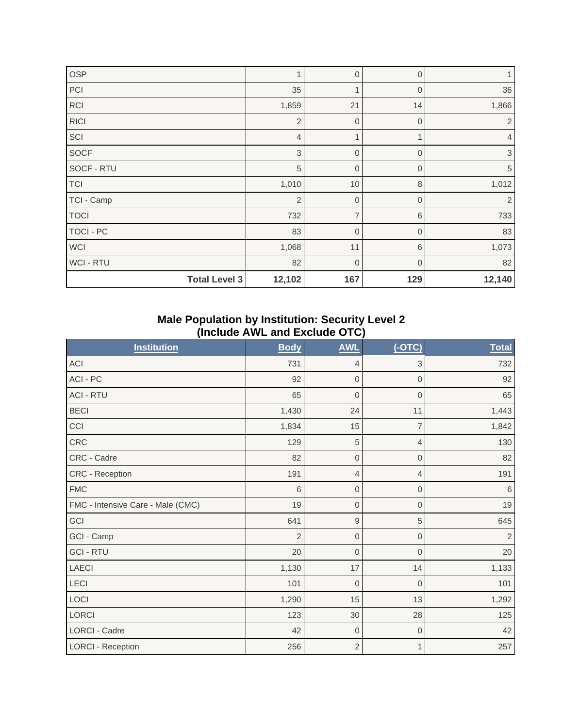| | | | | |
|---|---:|---:|---:|---:|
| OSP | 1 | 0 | 0 | 1 |
| PCI | 35 | 1 | 0 | 36 |
| RCI | 1,859 | 21 | 14 | 1,866 |
| RICI | 2 | 0 | 0 | 2 |
| SCI | 4 | 1 | 1 | 4 |
| SOCF | 3 | 0 | 0 | 3 |
| SOCF - RTU | 5 | 0 | 0 | 5 |
| TCI | 1,010 | 10 | 8 | 1,012 |
| TCI - Camp | 2 | 0 | 0 | 2 |
| TOCI | 732 | 7 | 6 | 733 |
| TOCI - PC | 83 | 0 | 0 | 83 |
| WCI | 1,068 | 11 | 6 | 1,073 |
| WCI - RTU | 82 | 0 | 0 | 82 |
| **Total Level 3** | **12,102** | **167** | **129** | **12,140** |

## Male Population by Institution: Security Level 2 (Include AWL and Exclude OTC)

| Institution | Body | AWL | (-OTC) | Total |
|---|---:|---:|---:|---:|
| ACI | 731 | 4 | 3 | 732 |
| ACI - PC | 92 | 0 | 0 | 92 |
| ACI - RTU | 65 | 0 | 0 | 65 |
| BECI | 1,430 | 24 | 11 | 1,443 |
| CCI | 1,834 | 15 | 7 | 1,842 |
| CRC | 129 | 5 | 4 | 130 |
| CRC - Cadre | 82 | 0 | 0 | 82 |
| CRC - Reception | 191 | 4 | 4 | 191 |
| FMC | 6 | 0 | 0 | 6 |
| FMC - Intensive Care - Male (CMC) | 19 | 0 | 0 | 19 |
| GCI | 641 | 9 | 5 | 645 |
| GCI - Camp | 2 | 0 | 0 | 2 |
| GCI - RTU | 20 | 0 | 0 | 20 |
| LAECI | 1,130 | 17 | 14 | 1,133 |
| LECI | 101 | 0 | 0 | 101 |
| LOCI | 1,290 | 15 | 13 | 1,292 |
| LORCI | 123 | 30 | 28 | 125 |
| LORCI - Cadre | 42 | 0 | 0 | 42 |
| LORCI - Reception | 256 | 2 | 1 | 257 |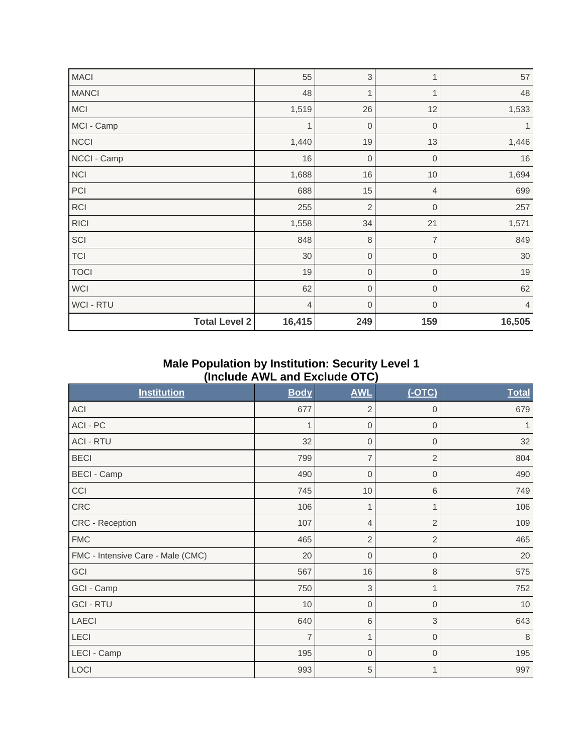| | | | | |
|---|---|---|---|---|
| MACI | 55 | 3 | 1 | 57 |
| MANCI | 48 | 1 | 1 | 48 |
| MCI | 1,519 | 26 | 12 | 1,533 |
| MCI - Camp | 1 | 0 | 0 | 1 |
| NCCI | 1,440 | 19 | 13 | 1,446 |
| NCCI - Camp | 16 | 0 | 0 | 16 |
| NCI | 1,688 | 16 | 10 | 1,694 |
| PCI | 688 | 15 | 4 | 699 |
| RCI | 255 | 2 | 0 | 257 |
| RICI | 1,558 | 34 | 21 | 1,571 |
| SCI | 848 | 8 | 7 | 849 |
| TCI | 30 | 0 | 0 | 30 |
| TOCI | 19 | 0 | 0 | 19 |
| WCI | 62 | 0 | 0 | 62 |
| WCI - RTU | 4 | 0 | 0 | 4 |
| **Total Level 2** | **16,415** | **249** | **159** | **16,505** |

## Male Population by Institution: Security Level 1 (Include AWL and Exclude OTC)

| Institution | Body | AWL | (-OTC) | Total |
|---|---|---|---|---|
| ACI | 677 | 2 | 0 | 679 |
| ACI - PC | 1 | 0 | 0 | 1 |
| ACI - RTU | 32 | 0 | 0 | 32 |
| BECI | 799 | 7 | 2 | 804 |
| BECI - Camp | 490 | 0 | 0 | 490 |
| CCI | 745 | 10 | 6 | 749 |
| CRC | 106 | 1 | 1 | 106 |
| CRC - Reception | 107 | 4 | 2 | 109 |
| FMC | 465 | 2 | 2 | 465 |
| FMC - Intensive Care - Male (CMC) | 20 | 0 | 0 | 20 |
| GCI | 567 | 16 | 8 | 575 |
| GCI - Camp | 750 | 3 | 1 | 752 |
| GCI - RTU | 10 | 0 | 0 | 10 |
| LAECI | 640 | 6 | 3 | 643 |
| LECI | 7 | 1 | 0 | 8 |
| LECI - Camp | 195 | 0 | 0 | 195 |
| LOCI | 993 | 5 | 1 | 997 |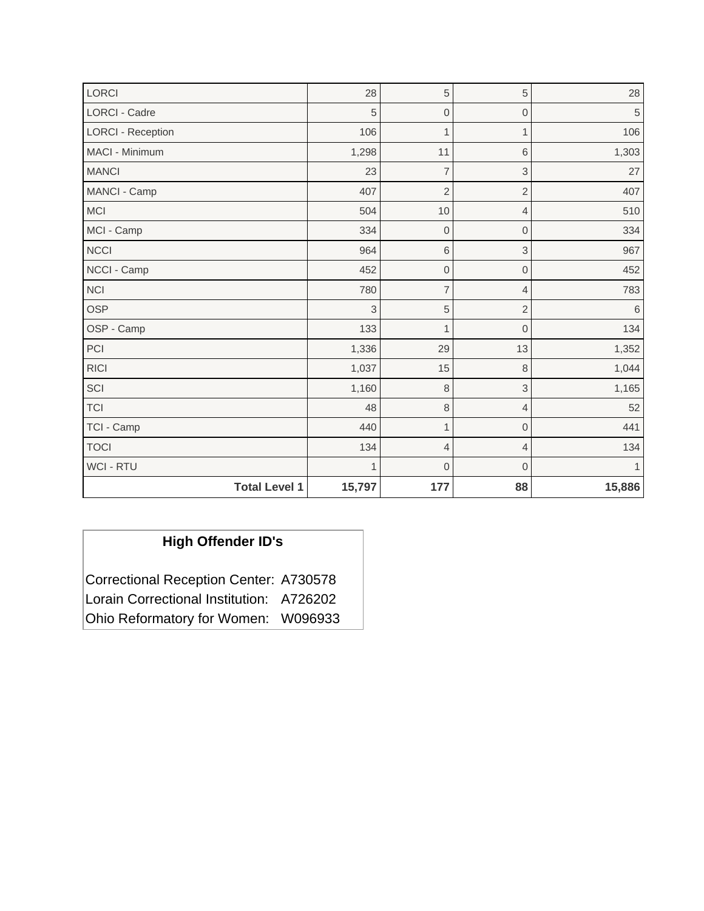| | | | | |
|---|---|---|---|---|
| LORCI | 28 | 5 | 5 | 28 |
| LORCI - Cadre | 5 | 0 | 0 | 5 |
| LORCI - Reception | 106 | 1 | 1 | 106 |
| MACI - Minimum | 1,298 | 11 | 6 | 1,303 |
| MANCI | 23 | 7 | 3 | 27 |
| MANCI - Camp | 407 | 2 | 2 | 407 |
| MCI | 504 | 10 | 4 | 510 |
| MCI - Camp | 334 | 0 | 0 | 334 |
| NCCI | 964 | 6 | 3 | 967 |
| NCCI - Camp | 452 | 0 | 0 | 452 |
| NCI | 780 | 7 | 4 | 783 |
| OSP | 3 | 5 | 2 | 6 |
| OSP - Camp | 133 | 1 | 0 | 134 |
| PCI | 1,336 | 29 | 13 | 1,352 |
| RICI | 1,037 | 15 | 8 | 1,044 |
| SCI | 1,160 | 8 | 3 | 1,165 |
| TCI | 48 | 8 | 4 | 52 |
| TCI - Camp | 440 | 1 | 0 | 441 |
| TOCI | 134 | 4 | 4 | 134 |
| WCI - RTU | 1 | 0 | 0 | 1 |
| **Total Level 1** | **15,797** | **177** | **88** | **15,886** |

**High Offender ID's**

Correctional Reception Center: A730578
Lorain Correctional Institution: A726202
Ohio Reformatory for Women: W096933